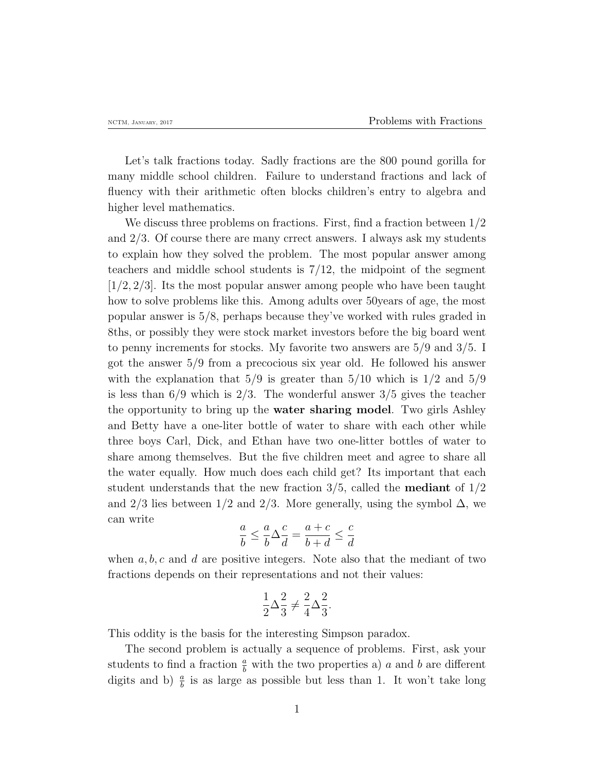Let's talk fractions today. Sadly fractions are the 800 pound gorilla for many middle school children. Failure to understand fractions and lack of fluency with their arithmetic often blocks children's entry to algebra and higher level mathematics.

We discuss three problems on fractions. First, find a fraction between $1/2$ and $2/3$. Of course there are many crrect answers. I always ask my students to explain how they solved the problem. The most popular answer among teachers and middle school students is $7/12$, the midpoint of the segment $[1/2, 2/3]$. Its the most popular answer among people who have been taught how to solve problems like this. Among adults over 50years of age, the most popular answer is $5/8$, perhaps because they've worked with rules graded in 8ths, or possibly they were stock market investors before the big board went to penny increments for stocks. My favorite two answers are $5/9$ and $3/5$. I got the answer $5/9$ from a precocious six year old. He followed his answer with the explanation that $5/9$ is greater than $5/10$ which is $1/2$ and $5/9$ is less than $6/9$ which is $2/3$. The wonderful answer $3/5$ gives the teacher the opportunity to bring up the **water sharing model**. Two girls Ashley and Betty have a one-liter bottle of water to share with each other while three boys Carl, Dick, and Ethan have two one-litter bottles of water to share among themselves. But the five children meet and agree to share all the water equally. How much does each child get? Its important that each student understands that the new fraction $3/5$, called the **mediant** of $1/2$ and $2/3$ lies between $1/2$ and $2/3$. More generally, using the symbol $\Delta$, we can write

$$\frac{a}{b} \leq \frac{a}{b} \Delta \frac{c}{d} = \frac{a+c}{b+d} \leq \frac{c}{d}$$

when $a, b, c$ and $d$ are positive integers. Note also that the mediant of two fractions depends on their representations and not their values:

$$\frac{1}{2} \Delta \frac{2}{3} \neq \frac{2}{4} \Delta \frac{2}{3}.$$

This oddity is the basis for the interesting Simpson paradox.

The second problem is actually a sequence of problems. First, ask your students to find a fraction $\frac{a}{b}$ with the two properties a) $a$ and $b$ are different digits and b) $\frac{a}{b}$ is as large as possible but less than 1. It won't take long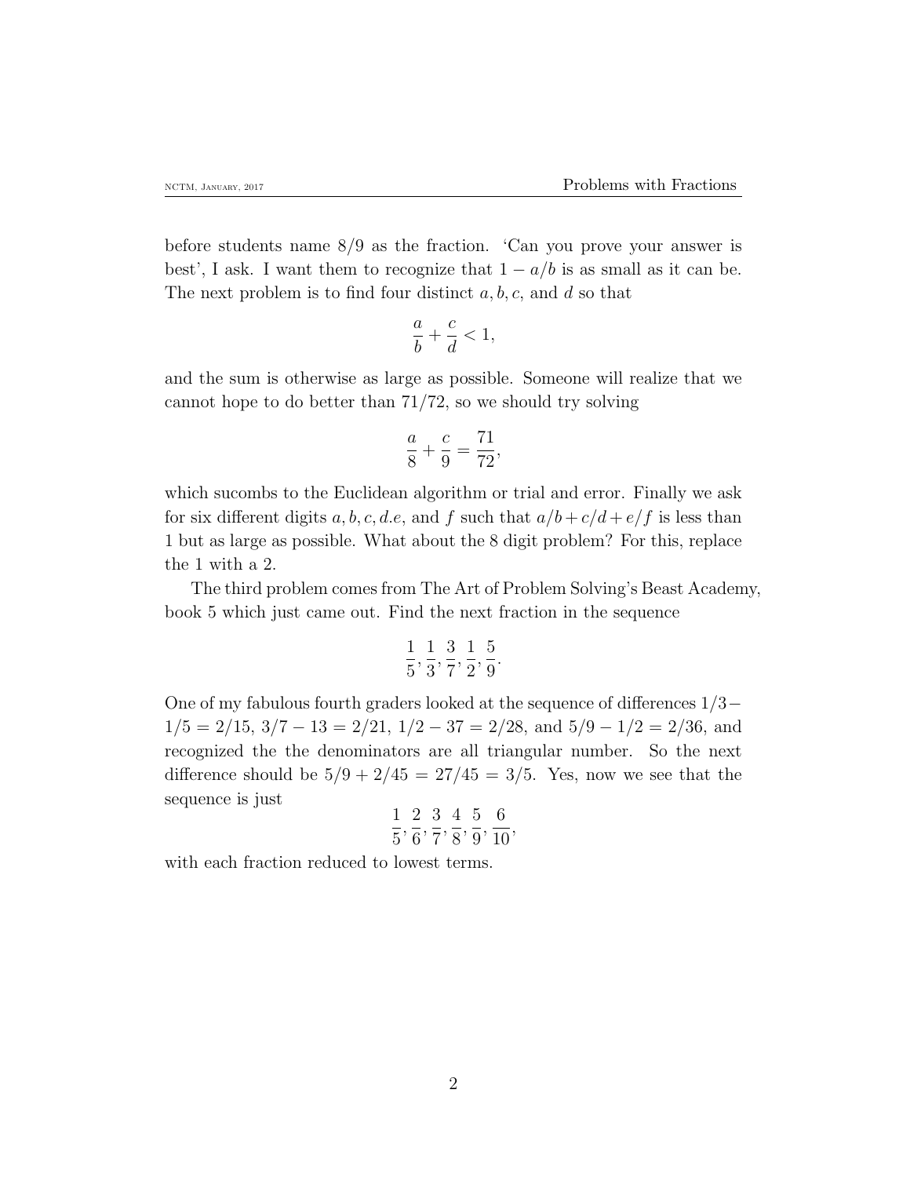before students name 8/9 as the fraction. 'Can you prove your answer is best', I ask. I want them to recognize that $1 - a/b$ is as small as it can be. The next problem is to find four distinct $a, b, c$, and $d$ so that

$$\frac{a}{b} + \frac{c}{d} < 1,$$

and the sum is otherwise as large as possible. Someone will realize that we cannot hope to do better than 71/72, so we should try solving

$$\frac{a}{8} + \frac{c}{9} = \frac{71}{72},$$

which sucombs to the Euclidean algorithm or trial and error. Finally we ask for six different digits $a, b, c, d.e$, and $f$ such that $a/b + c/d + e/f$ is less than 1 but as large as possible. What about the 8 digit problem? For this, replace the 1 with a 2.

The third problem comes from The Art of Problem Solving's Beast Academy, book 5 which just came out. Find the next fraction in the sequence

$$\frac{1}{5}, \frac{1}{3}, \frac{3}{7}, \frac{1}{2}, \frac{5}{9}.$$

One of my fabulous fourth graders looked at the sequence of differences $1/3 - 1/5 = 2/15$, $3/7 - 13 = 2/21$, $1/2 - 37 = 2/28$, and $5/9 - 1/2 = 2/36$, and recognized the the denominators are all triangular number. So the next difference should be $5/9 + 2/45 = 27/45 = 3/5$. Yes, now we see that the sequence is just

$$\frac{1}{5}, \frac{2}{6}, \frac{3}{7}, \frac{4}{8}, \frac{5}{9}, \frac{6}{10},$$

with each fraction reduced to lowest terms.